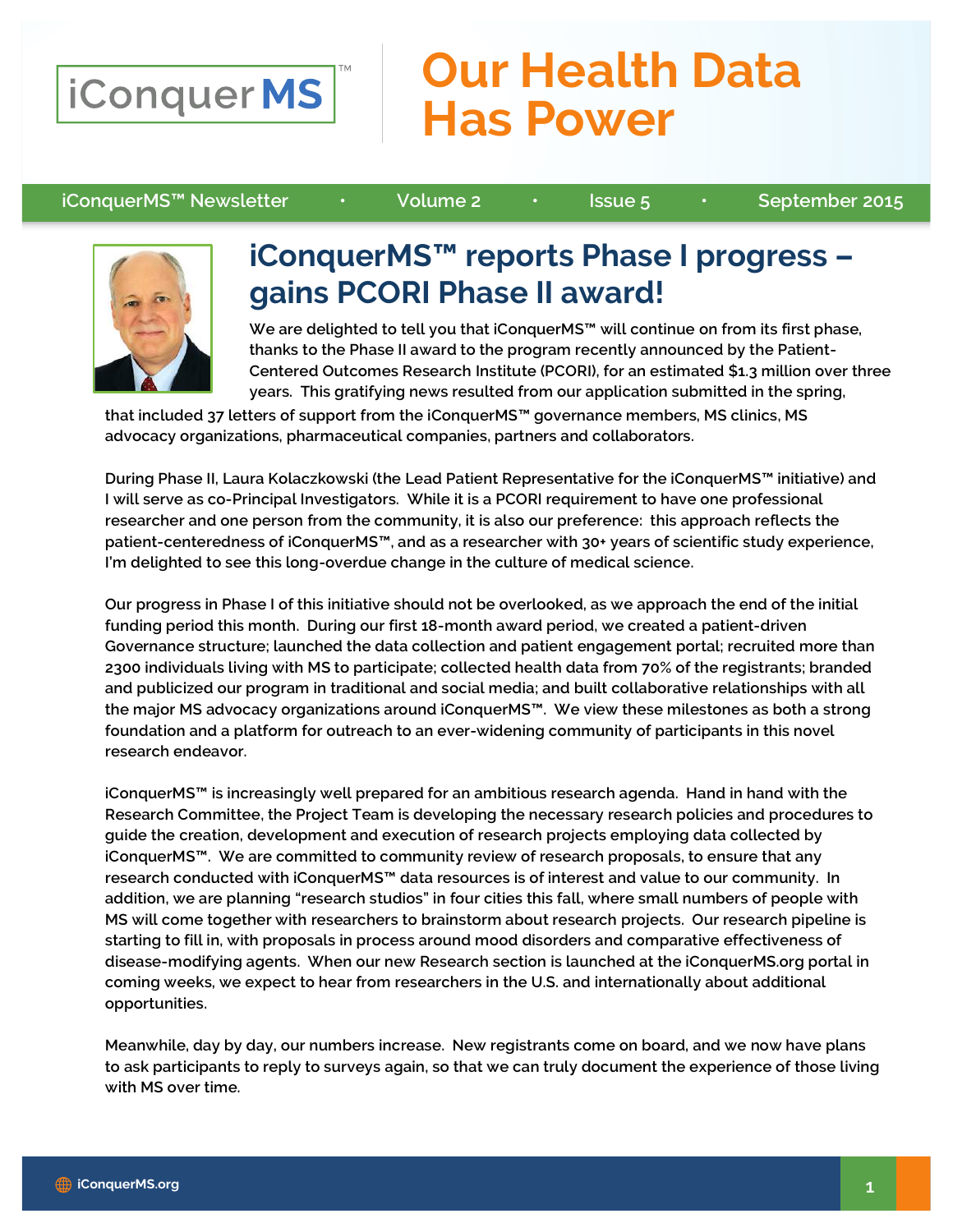# Our Health Data Has Power

iConquerMS™ Newsletter • Volume 2 • Issue 5 • September 2015

## iConquerMS™ reports Phase I progress – gains PCORI Phase II award!

We are delighted to tell you that iConquerMS™ will continue on from its first phase, thanks to the Phase II award to the program recently announced by the Patient-Centered Outcomes Research Institute (PCORI), for an estimated $1.3 million over three years. This gratifying news resulted from our application submitted in the spring, that included 37 letters of support from the iConquerMS™ governance members, MS clinics, MS advocacy organizations, pharmaceutical companies, partners and collaborators.

During Phase II, Laura Kolaczkowski (the Lead Patient Representative for the iConquerMS™ initiative) and I will serve as co-Principal Investigators. While it is a PCORI requirement to have one professional researcher and one person from the community, it is also our preference: this approach reflects the patient-centeredness of iConquerMS™, and as a researcher with 30+ years of scientific study experience, I'm delighted to see this long-overdue change in the culture of medical science.

Our progress in Phase I of this initiative should not be overlooked, as we approach the end of the initial funding period this month. During our first 18-month award period, we created a patient-driven Governance structure; launched the data collection and patient engagement portal; recruited more than 2300 individuals living with MS to participate; collected health data from 70% of the registrants; branded and publicized our program in traditional and social media; and built collaborative relationships with all the major MS advocacy organizations around iConquerMS™. We view these milestones as both a strong foundation and a platform for outreach to an ever-widening community of participants in this novel research endeavor.

iConquerMS™ is increasingly well prepared for an ambitious research agenda. Hand in hand with the Research Committee, the Project Team is developing the necessary research policies and procedures to guide the creation, development and execution of research projects employing data collected by iConquerMS™. We are committed to community review of research proposals, to ensure that any research conducted with iConquerMS™ data resources is of interest and value to our community. In addition, we are planning "research studios" in four cities this fall, where small numbers of people with MS will come together with researchers to brainstorm about research projects. Our research pipeline is starting to fill in, with proposals in process around mood disorders and comparative effectiveness of disease-modifying agents. When our new Research section is launched at the iConquerMS.org portal in coming weeks, we expect to hear from researchers in the U.S. and internationally about additional opportunities.

Meanwhile, day by day, our numbers increase. New registrants come on board, and we now have plans to ask participants to reply to surveys again, so that we can truly document the experience of those living with MS over time.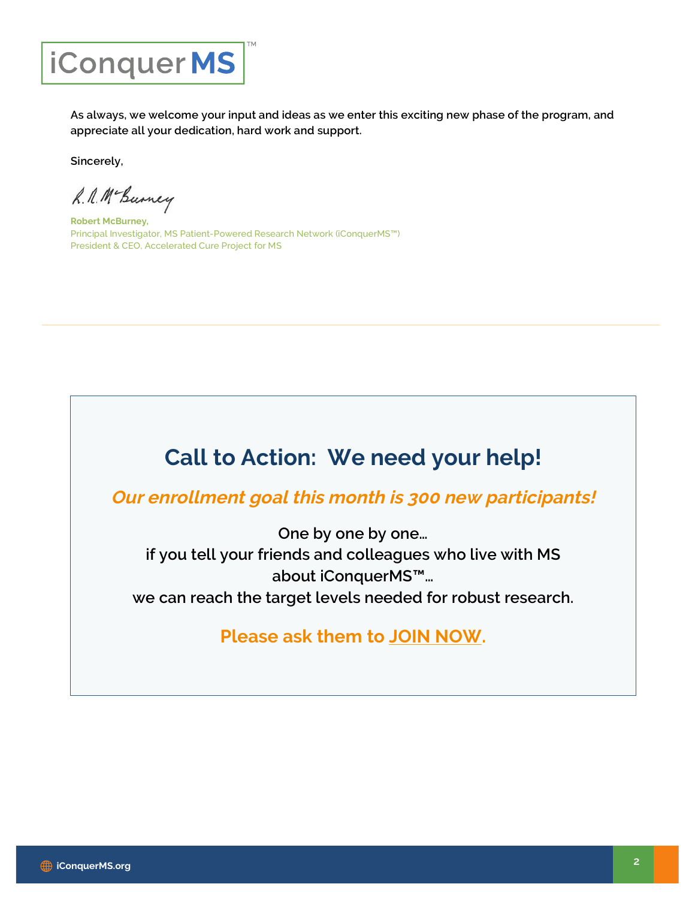iConquer **MS**™

As always, we welcome your input and ideas as we enter this exciting new phase of the program, and appreciate all your dedication, hard work and support.

Sincerely,

**Robert McBurney,**
Principal Investigator, MS Patient-Powered Research Network (iConquerMS™)
President & CEO, Accelerated Cure Project for MS

---

## Call to Action: We need your help!

***Our enrollment goal this month is 300 new participants!***

One by one by one…
if you tell your friends and colleagues who live with MS
about iConquerMS™…
we can reach the target levels needed for robust research.

**Please ask them to JOIN NOW.**

iConquerMS.org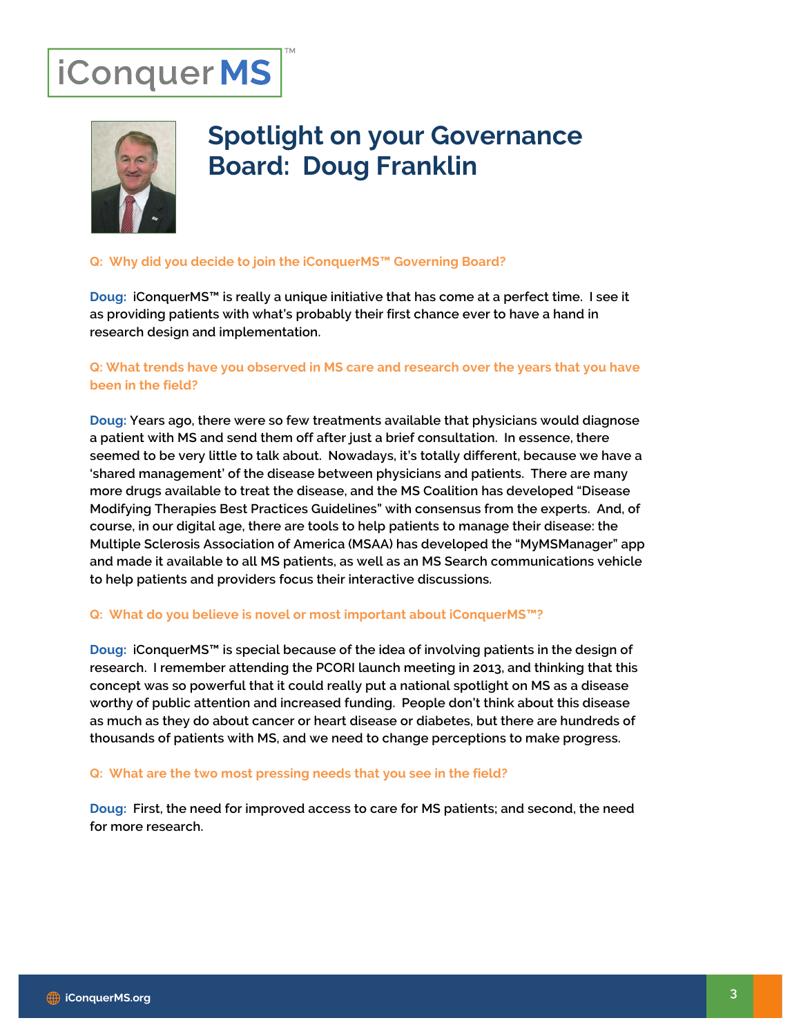# Spotlight on your Governance Board: Doug Franklin

**Q: Why did you decide to join the iConquerMS™ Governing Board?**

**Doug:** iConquerMS™ is really a unique initiative that has come at a perfect time. I see it as providing patients with what's probably their first chance ever to have a hand in research design and implementation.

**Q: What trends have you observed in MS care and research over the years that you have been in the field?**

**Doug:** Years ago, there were so few treatments available that physicians would diagnose a patient with MS and send them off after just a brief consultation. In essence, there seemed to be very little to talk about. Nowadays, it's totally different, because we have a 'shared management' of the disease between physicians and patients. There are many more drugs available to treat the disease, and the MS Coalition has developed "Disease Modifying Therapies Best Practices Guidelines" with consensus from the experts. And, of course, in our digital age, there are tools to help patients to manage their disease: the Multiple Sclerosis Association of America (MSAA) has developed the "MyMSManager" app and made it available to all MS patients, as well as an MS Search communications vehicle to help patients and providers focus their interactive discussions.

**Q: What do you believe is novel or most important about iConquerMS™?**

**Doug:** iConquerMS™ is special because of the idea of involving patients in the design of research. I remember attending the PCORI launch meeting in 2013, and thinking that this concept was so powerful that it could really put a national spotlight on MS as a disease worthy of public attention and increased funding. People don't think about this disease as much as they do about cancer or heart disease or diabetes, but there are hundreds of thousands of patients with MS, and we need to change perceptions to make progress.

**Q: What are the two most pressing needs that you see in the field?**

**Doug:** First, the need for improved access to care for MS patients; and second, the need for more research.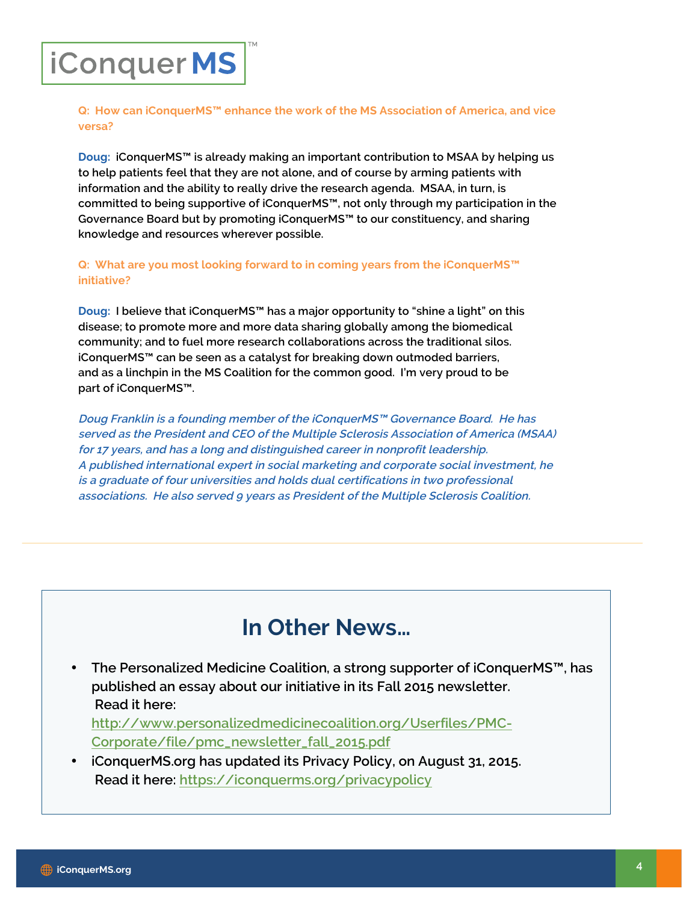**Q: How can iConquerMS™ enhance the work of the MS Association of America, and vice versa?**

**Doug:** iConquerMS™ is already making an important contribution to MSAA by helping us to help patients feel that they are not alone, and of course by arming patients with information and the ability to really drive the research agenda. MSAA, in turn, is committed to being supportive of iConquerMS™, not only through my participation in the Governance Board but by promoting iConquerMS™ to our constituency, and sharing knowledge and resources wherever possible.

**Q: What are you most looking forward to in coming years from the iConquerMS™ initiative?**

**Doug:** I believe that iConquerMS™ has a major opportunity to "shine a light" on this disease; to promote more and more data sharing globally among the biomedical community; and to fuel more research collaborations across the traditional silos. iConquerMS™ can be seen as a catalyst for breaking down outmoded barriers, and as a linchpin in the MS Coalition for the common good. I'm very proud to be part of iConquerMS™.

*Doug Franklin is a founding member of the iConquerMS™ Governance Board. He has served as the President and CEO of the Multiple Sclerosis Association of America (MSAA) for 17 years, and has a long and distinguished career in nonprofit leadership. A published international expert in social marketing and corporate social investment, he is a graduate of four universities and holds dual certifications in two professional associations. He also served 9 years as President of the Multiple Sclerosis Coalition.*

---

## In Other News...

- The Personalized Medicine Coalition, a strong supporter of iConquerMS™, has published an essay about our initiative in its Fall 2015 newsletter. Read it here: http://www.personalizedmedicinecoalition.org/Userfiles/PMC-Corporate/file/pmc_newsletter_fall_2015.pdf
- iConquerMS.org has updated its Privacy Policy, on August 31, 2015. Read it here: https://iconquerms.org/privacypolicy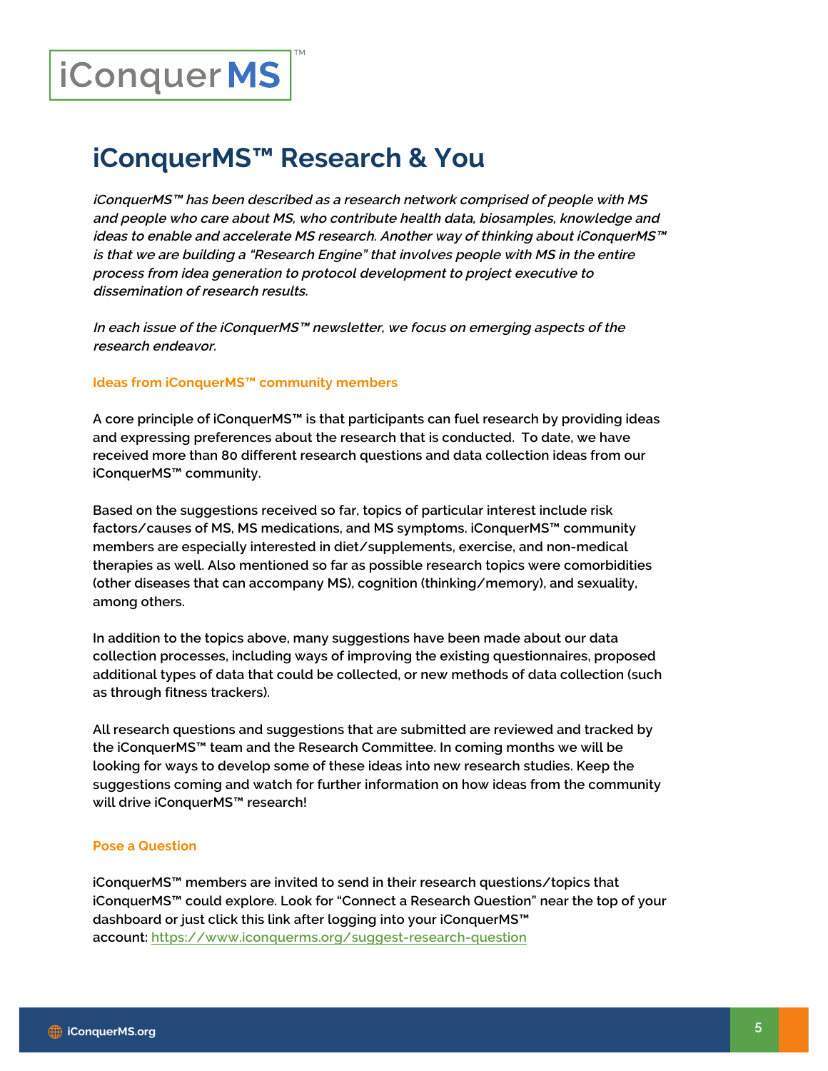# iConquerMS™ Research & You

*iConquerMS™ has been described as a research network comprised of people with MS and people who care about MS, who contribute health data, biosamples, knowledge and ideas to enable and accelerate MS research. Another way of thinking about iConquerMS™ is that we are building a "Research Engine" that involves people with MS in the entire process from idea generation to protocol development to project executive to dissemination of research results.*

*In each issue of the iConquerMS™ newsletter, we focus on emerging aspects of the research endeavor.*

### Ideas from iConquerMS™ community members

A core principle of iConquerMS™ is that participants can fuel research by providing ideas and expressing preferences about the research that is conducted. To date, we have received more than 80 different research questions and data collection ideas from our iConquerMS™ community.

Based on the suggestions received so far, topics of particular interest include risk factors/causes of MS, MS medications, and MS symptoms. iConquerMS™ community members are especially interested in diet/supplements, exercise, and non-medical therapies as well. Also mentioned so far as possible research topics were comorbidities (other diseases that can accompany MS), cognition (thinking/memory), and sexuality, among others.

In addition to the topics above, many suggestions have been made about our data collection processes, including ways of improving the existing questionnaires, proposed additional types of data that could be collected, or new methods of data collection (such as through fitness trackers).

All research questions and suggestions that are submitted are reviewed and tracked by the iConquerMS™ team and the Research Committee. In coming months we will be looking for ways to develop some of these ideas into new research studies. Keep the suggestions coming and watch for further information on how ideas from the community will drive iConquerMS™ research!

### Pose a Question

iConquerMS™ members are invited to send in their research questions/topics that iConquerMS™ could explore. Look for "Connect a Research Question" near the top of your dashboard or just click this link after logging into your iConquerMS™ account: [https://www.iconquerms.org/suggest-research-question](https://www.iconquerms.org/suggest-research-question)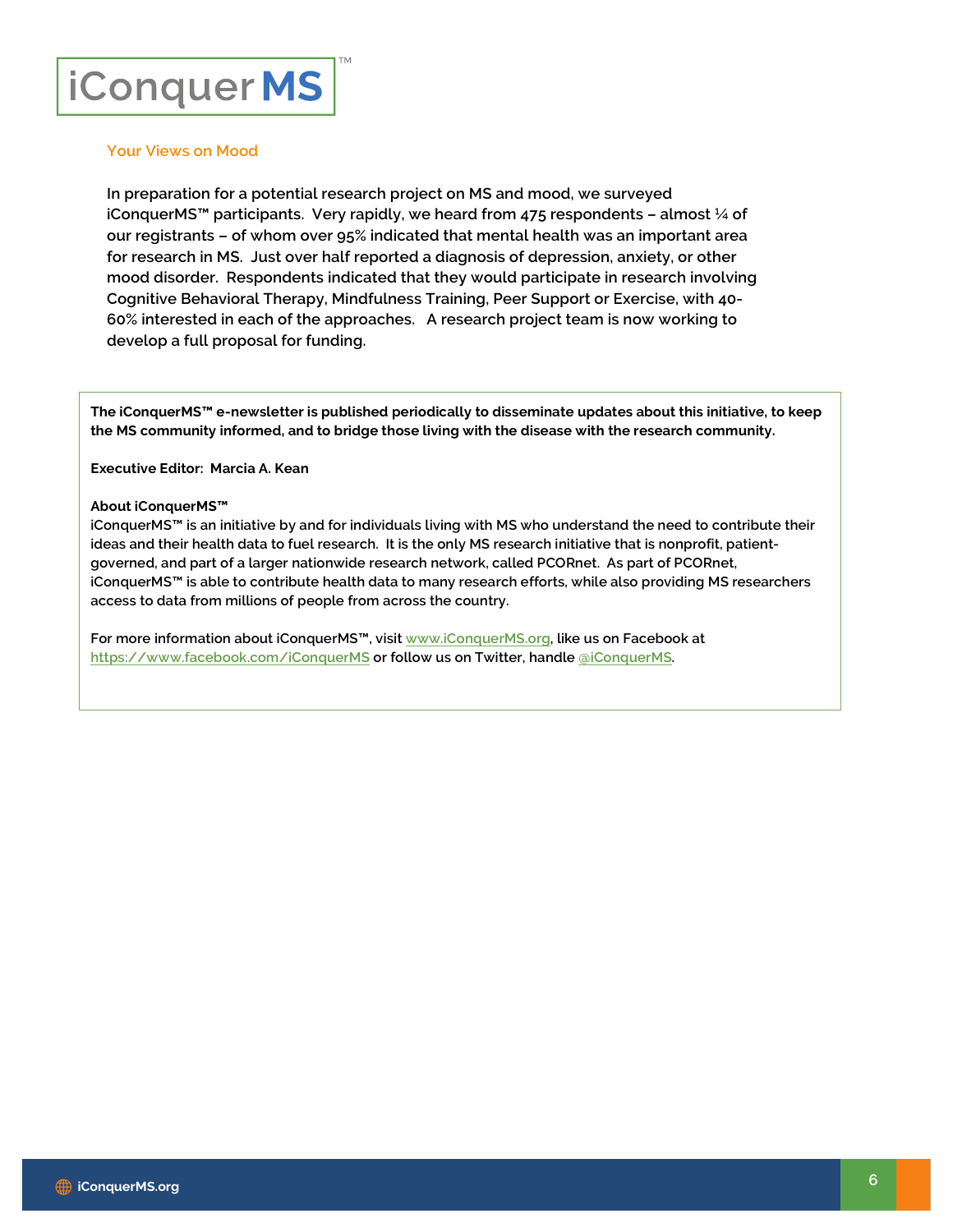## Your Views on Mood

In preparation for a potential research project on MS and mood, we surveyed iConquerMS™ participants. Very rapidly, we heard from 475 respondents – almost ¼ of our registrants – of whom over 95% indicated that mental health was an important area for research in MS. Just over half reported a diagnosis of depression, anxiety, or other mood disorder. Respondents indicated that they would participate in research involving Cognitive Behavioral Therapy, Mindfulness Training, Peer Support or Exercise, with 40-60% interested in each of the approaches. A research project team is now working to develop a full proposal for funding.

**The iConquerMS™ e-newsletter is published periodically to disseminate updates about this initiative, to keep the MS community informed, and to bridge those living with the disease with the research community.**

**Executive Editor: Marcia A. Kean**

**About iConquerMS™**

iConquerMS™ is an initiative by and for individuals living with MS who understand the need to contribute their ideas and their health data to fuel research. It is the only MS research initiative that is nonprofit, patient-governed, and part of a larger nationwide research network, called PCORnet. As part of PCORnet, iConquerMS™ is able to contribute health data to many research efforts, while also providing MS researchers access to data from millions of people from across the country.

For more information about iConquerMS™, visit www.iConquerMS.org, like us on Facebook at https://www.facebook.com/iConquerMS or follow us on Twitter, handle @iConquerMS.